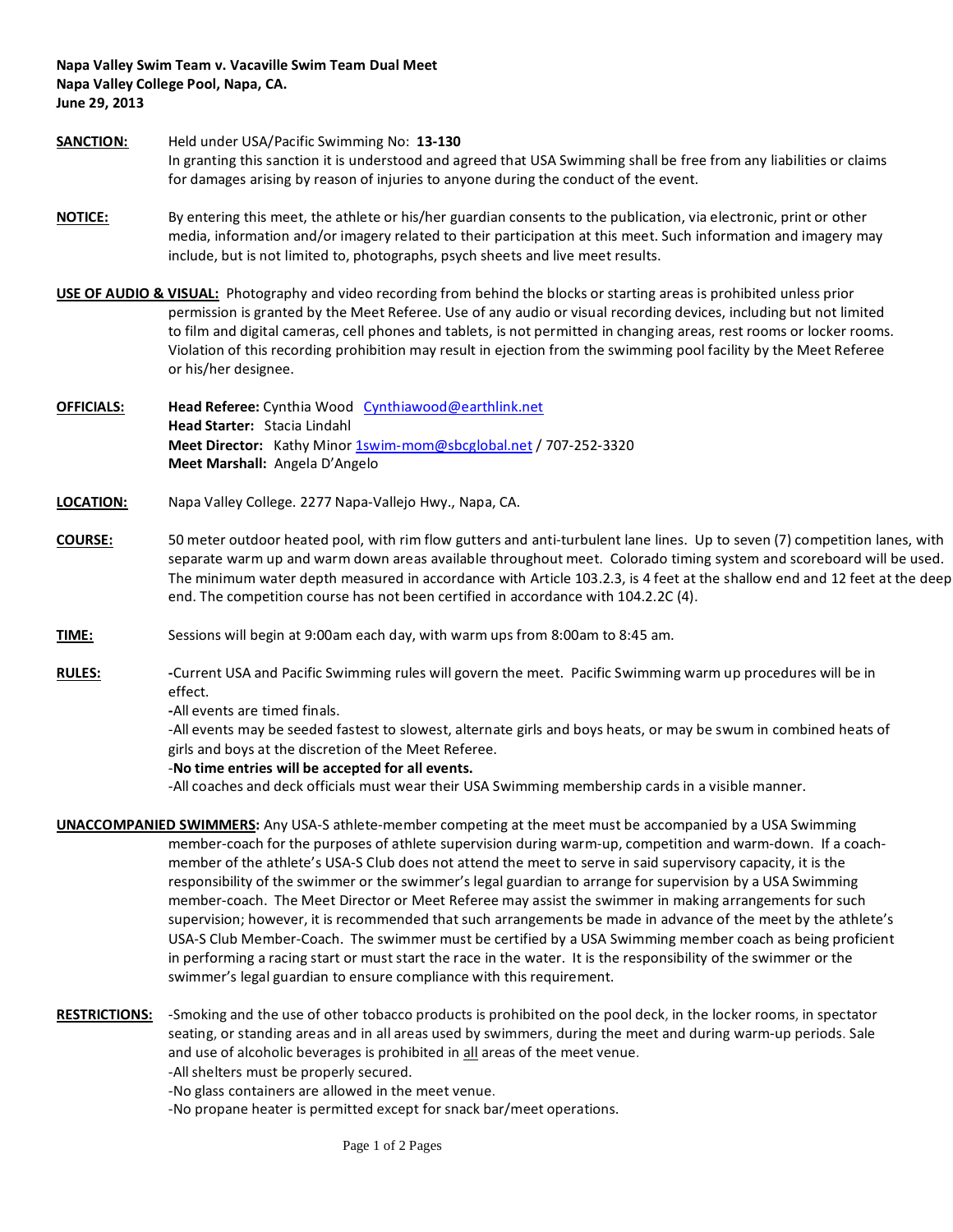**Napa Valley Swim Team v. Vacaville Swim Team Dual Meet**
**Napa Valley College Pool, Napa, CA.**
**June 29, 2013**

**SANCTION:** Held under USA/Pacific Swimming No: **13-130**
In granting this sanction it is understood and agreed that USA Swimming shall be free from any liabilities or claims for damages arising by reason of injuries to anyone during the conduct of the event.

**NOTICE:** By entering this meet, the athlete or his/her guardian consents to the publication, via electronic, print or other media, information and/or imagery related to their participation at this meet. Such information and imagery may include, but is not limited to, photographs, psych sheets and live meet results.

**USE OF AUDIO & VISUAL:** Photography and video recording from behind the blocks or starting areas is prohibited unless prior permission is granted by the Meet Referee. Use of any audio or visual recording devices, including but not limited to film and digital cameras, cell phones and tablets, is not permitted in changing areas, rest rooms or locker rooms. Violation of this recording prohibition may result in ejection from the swimming pool facility by the Meet Referee or his/her designee.

**OFFICIALS:**
**Head Referee:** Cynthia Wood Cynthiawood@earthlink.net
**Head Starter:** Stacia Lindahl
**Meet Director:** Kathy Minor 1swim-mom@sbcglobal.net / 707-252-3320
**Meet Marshall:** Angela D'Angelo

**LOCATION:** Napa Valley College. 2277 Napa-Vallejo Hwy., Napa, CA.

**COURSE:** 50 meter outdoor heated pool, with rim flow gutters and anti-turbulent lane lines. Up to seven (7) competition lanes, with separate warm up and warm down areas available throughout meet. Colorado timing system and scoreboard will be used. The minimum water depth measured in accordance with Article 103.2.3, is 4 feet at the shallow end and 12 feet at the deep end. The competition course has not been certified in accordance with 104.2.2C (4).

**TIME:** Sessions will begin at 9:00am each day, with warm ups from 8:00am to 8:45 am.

**RULES:**
-Current USA and Pacific Swimming rules will govern the meet. Pacific Swimming warm up procedures will be in effect.
-All events are timed finals.
-All events may be seeded fastest to slowest, alternate girls and boys heats, or may be swum in combined heats of girls and boys at the discretion of the Meet Referee.
-**No time entries will be accepted for all events.**
-All coaches and deck officials must wear their USA Swimming membership cards in a visible manner.

**UNACCOMPANIED SWIMMERS:** Any USA-S athlete-member competing at the meet must be accompanied by a USA Swimming member-coach for the purposes of athlete supervision during warm-up, competition and warm-down. If a coach-member of the athlete's USA-S Club does not attend the meet to serve in said supervisory capacity, it is the responsibility of the swimmer or the swimmer's legal guardian to arrange for supervision by a USA Swimming member-coach. The Meet Director or Meet Referee may assist the swimmer in making arrangements for such supervision; however, it is recommended that such arrangements be made in advance of the meet by the athlete's USA-S Club Member-Coach. The swimmer must be certified by a USA Swimming member coach as being proficient in performing a racing start or must start the race in the water. It is the responsibility of the swimmer or the swimmer's legal guardian to ensure compliance with this requirement.

**RESTRICTIONS:**
-Smoking and the use of other tobacco products is prohibited on the pool deck, in the locker rooms, in spectator seating, or standing areas and in all areas used by swimmers, during the meet and during warm-up periods. Sale and use of alcoholic beverages is prohibited in all areas of the meet venue.
-All shelters must be properly secured.
-No glass containers are allowed in the meet venue.
-No propane heater is permitted except for snack bar/meet operations.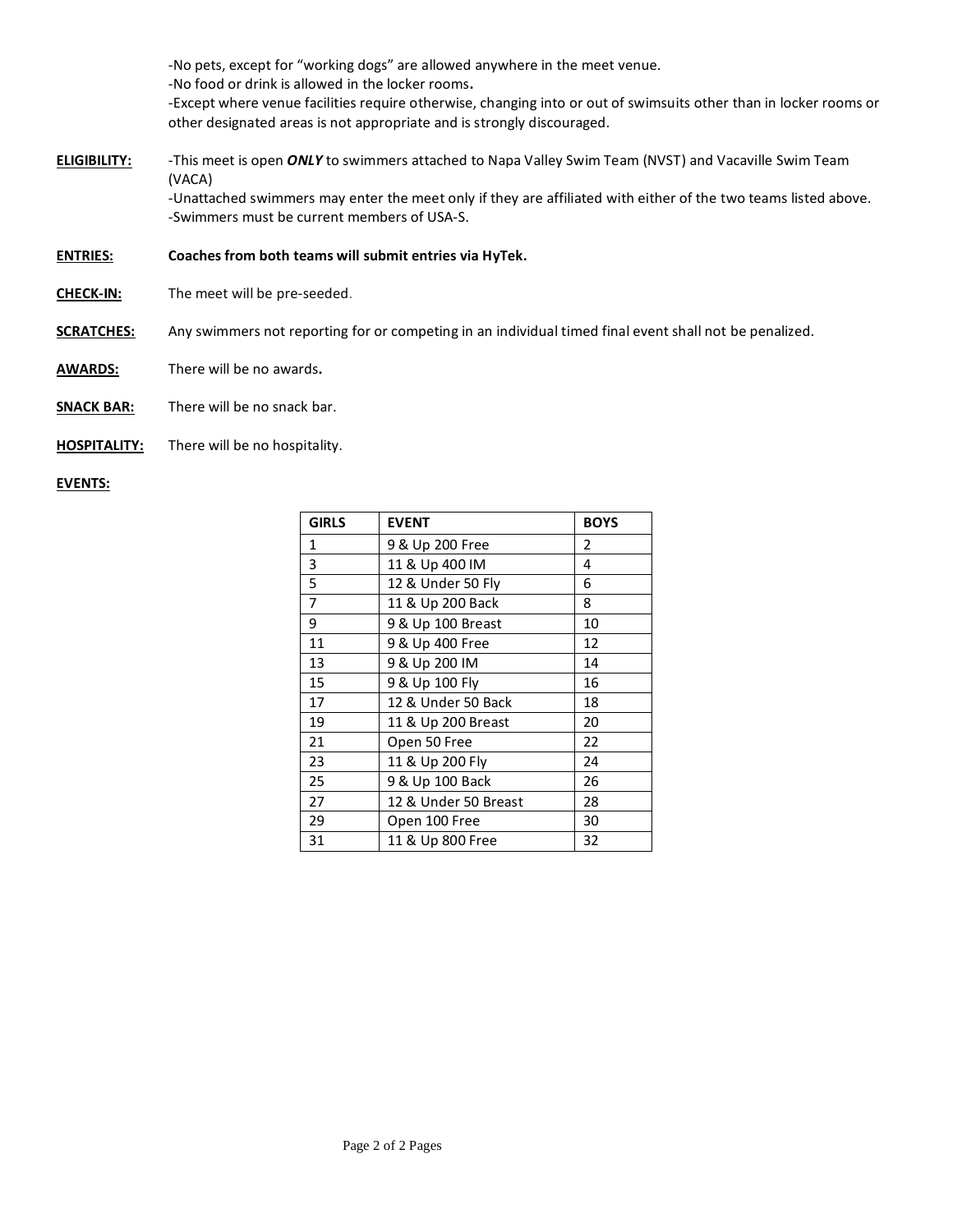-No pets, except for "working dogs" are allowed anywhere in the meet venue.
-No food or drink is allowed in the locker rooms**.**
-Except where venue facilities require otherwise, changing into or out of swimsuits other than in locker rooms or other designated areas is not appropriate and is strongly discouraged.

**ELIGIBILITY:** -This meet is open ***ONLY*** to swimmers attached to Napa Valley Swim Team (NVST) and Vacaville Swim Team (VACA)
-Unattached swimmers may enter the meet only if they are affiliated with either of the two teams listed above.
-Swimmers must be current members of USA-S.

**ENTRIES:** **Coaches from both teams will submit entries via HyTek.**

**CHECK-IN:** The meet will be pre-seeded.

**SCRATCHES:** Any swimmers not reporting for or competing in an individual timed final event shall not be penalized.

**AWARDS:** There will be no awards**.**

**SNACK BAR:** There will be no snack bar.

**HOSPITALITY:** There will be no hospitality.

**EVENTS:**

| GIRLS | EVENT | BOYS |
|---|---|---|
| 1 | 9 & Up 200 Free | 2 |
| 3 | 11 & Up 400 IM | 4 |
| 5 | 12 & Under 50 Fly | 6 |
| 7 | 11 & Up 200 Back | 8 |
| 9 | 9 & Up 100 Breast | 10 |
| 11 | 9 & Up 400 Free | 12 |
| 13 | 9 & Up 200 IM | 14 |
| 15 | 9 & Up 100 Fly | 16 |
| 17 | 12 & Under 50 Back | 18 |
| 19 | 11 & Up 200 Breast | 20 |
| 21 | Open 50 Free | 22 |
| 23 | 11 & Up 200 Fly | 24 |
| 25 | 9 & Up 100 Back | 26 |
| 27 | 12 & Under 50 Breast | 28 |
| 29 | Open 100 Free | 30 |
| 31 | 11 & Up 800 Free | 32 |